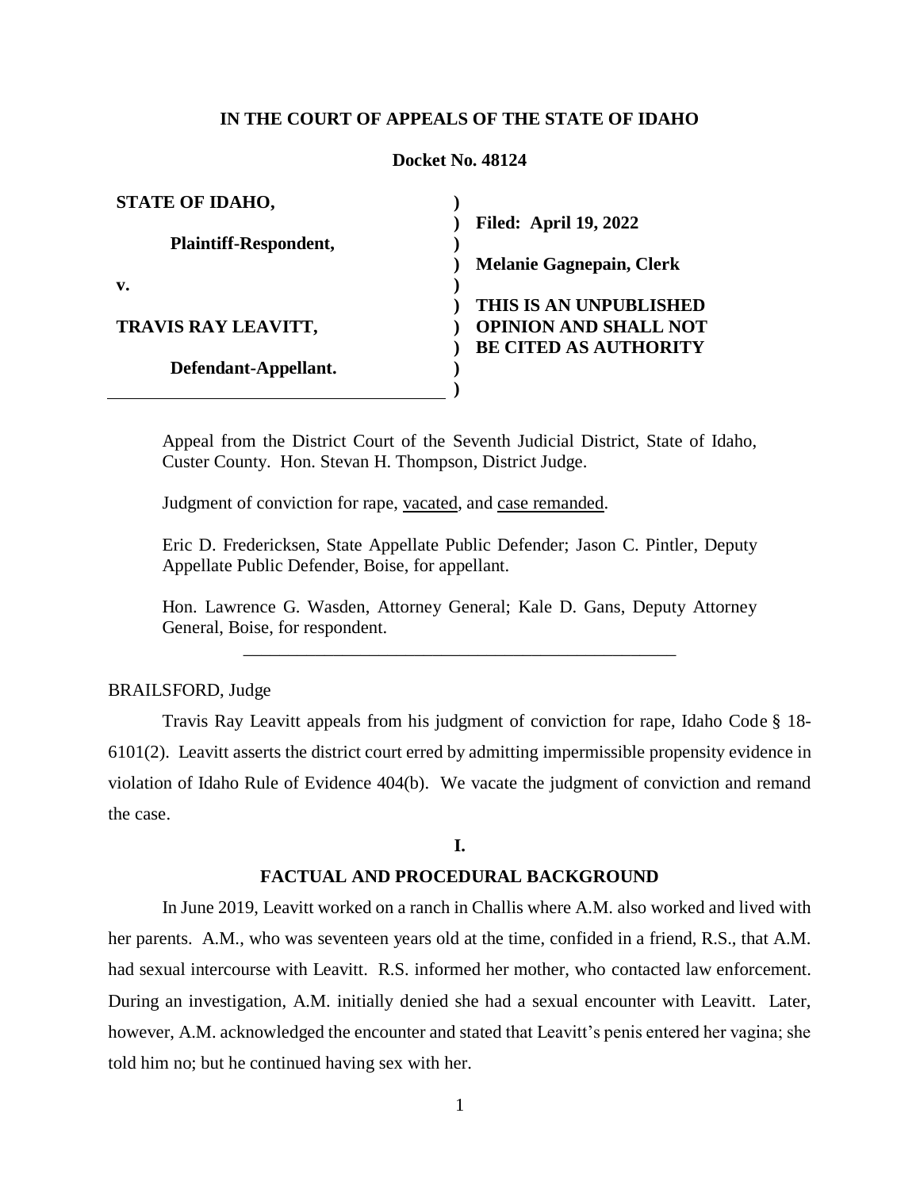**IN THE COURT OF APPEALS OF THE STATE OF IDAHO**

**Docket No. 48124**

| | |
|---|---|
| **STATE OF IDAHO,** | |
| **Plaintiff-Respondent,** | **Filed: April 19, 2022** |
| **v.** | **Melanie Gagnepain, Clerk** |
| **TRAVIS RAY LEAVITT,** | **THIS IS AN UNPUBLISHED OPINION AND SHALL NOT BE CITED AS AUTHORITY** |
| **Defendant-Appellant.** | |

Appeal from the District Court of the Seventh Judicial District, State of Idaho, Custer County. Hon. Stevan H. Thompson, District Judge.

Judgment of conviction for rape, vacated, and case remanded.

Eric D. Fredericksen, State Appellate Public Defender; Jason C. Pintler, Deputy Appellate Public Defender, Boise, for appellant.

Hon. Lawrence G. Wasden, Attorney General; Kale D. Gans, Deputy Attorney General, Boise, for respondent.

---

BRAILSFORD, Judge

Travis Ray Leavitt appeals from his judgment of conviction for rape, Idaho Code § 18-6101(2). Leavitt asserts the district court erred by admitting impermissible propensity evidence in violation of Idaho Rule of Evidence 404(b). We vacate the judgment of conviction and remand the case.

## I.

## FACTUAL AND PROCEDURAL BACKGROUND

In June 2019, Leavitt worked on a ranch in Challis where A.M. also worked and lived with her parents. A.M., who was seventeen years old at the time, confided in a friend, R.S., that A.M. had sexual intercourse with Leavitt. R.S. informed her mother, who contacted law enforcement. During an investigation, A.M. initially denied she had a sexual encounter with Leavitt. Later, however, A.M. acknowledged the encounter and stated that Leavitt's penis entered her vagina; she told him no; but he continued having sex with her.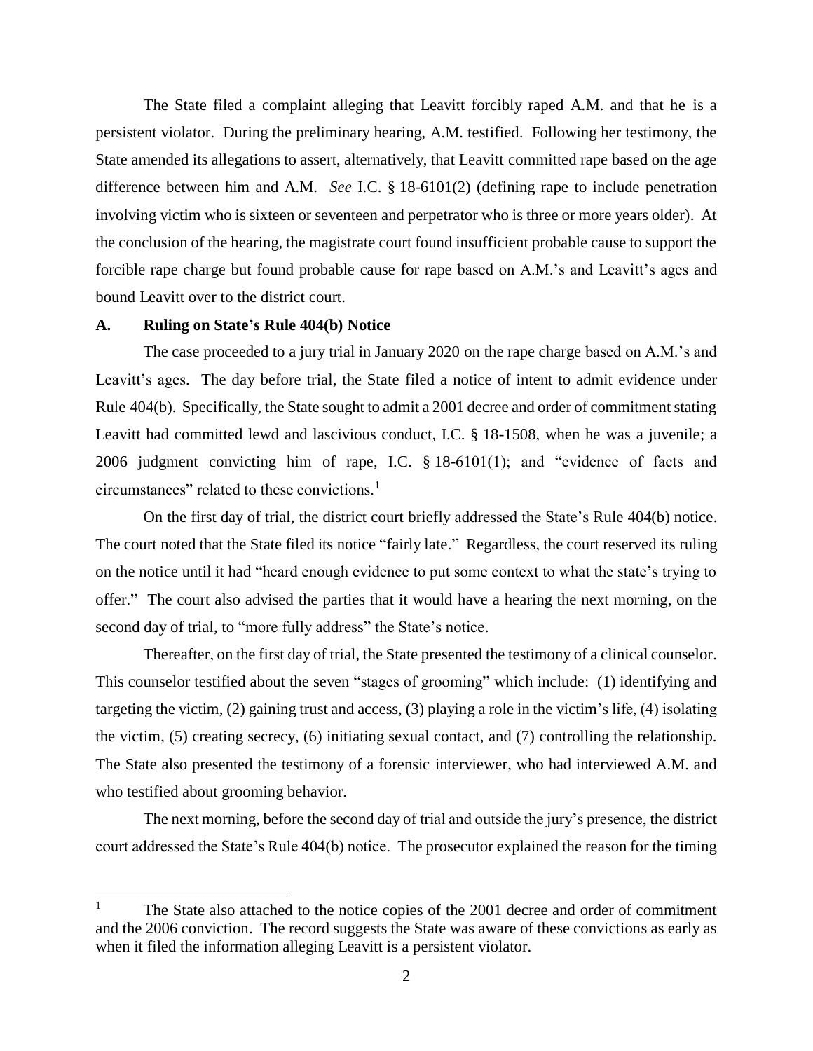The State filed a complaint alleging that Leavitt forcibly raped A.M. and that he is a persistent violator. During the preliminary hearing, A.M. testified. Following her testimony, the State amended its allegations to assert, alternatively, that Leavitt committed rape based on the age difference between him and A.M. *See* I.C. § 18-6101(2) (defining rape to include penetration involving victim who is sixteen or seventeen and perpetrator who is three or more years older). At the conclusion of the hearing, the magistrate court found insufficient probable cause to support the forcible rape charge but found probable cause for rape based on A.M.'s and Leavitt's ages and bound Leavitt over to the district court.

### A. Ruling on State's Rule 404(b) Notice

The case proceeded to a jury trial in January 2020 on the rape charge based on A.M.'s and Leavitt's ages. The day before trial, the State filed a notice of intent to admit evidence under Rule 404(b). Specifically, the State sought to admit a 2001 decree and order of commitment stating Leavitt had committed lewd and lascivious conduct, I.C. § 18-1508, when he was a juvenile; a 2006 judgment convicting him of rape, I.C. § 18-6101(1); and "evidence of facts and circumstances" related to these convictions.[1]

On the first day of trial, the district court briefly addressed the State's Rule 404(b) notice. The court noted that the State filed its notice "fairly late." Regardless, the court reserved its ruling on the notice until it had "heard enough evidence to put some context to what the state's trying to offer." The court also advised the parties that it would have a hearing the next morning, on the second day of trial, to "more fully address" the State's notice.

Thereafter, on the first day of trial, the State presented the testimony of a clinical counselor. This counselor testified about the seven "stages of grooming" which include: (1) identifying and targeting the victim, (2) gaining trust and access, (3) playing a role in the victim's life, (4) isolating the victim, (5) creating secrecy, (6) initiating sexual contact, and (7) controlling the relationship. The State also presented the testimony of a forensic interviewer, who had interviewed A.M. and who testified about grooming behavior.

The next morning, before the second day of trial and outside the jury's presence, the district court addressed the State's Rule 404(b) notice. The prosecutor explained the reason for the timing

---

[1] The State also attached to the notice copies of the 2001 decree and order of commitment and the 2006 conviction. The record suggests the State was aware of these convictions as early as when it filed the information alleging Leavitt is a persistent violator.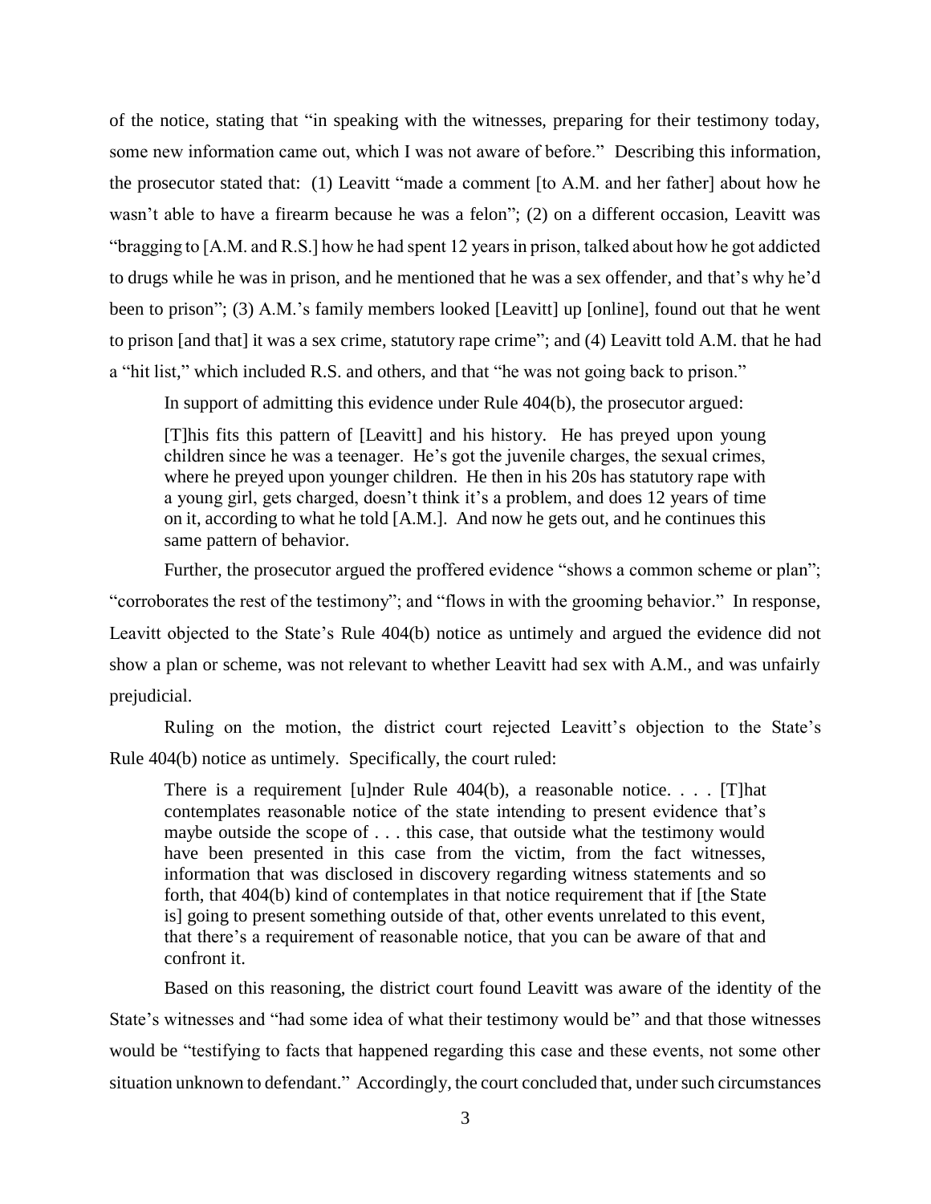of the notice, stating that "in speaking with the witnesses, preparing for their testimony today, some new information came out, which I was not aware of before." Describing this information, the prosecutor stated that: (1) Leavitt "made a comment [to A.M. and her father] about how he wasn't able to have a firearm because he was a felon"; (2) on a different occasion, Leavitt was "bragging to [A.M. and R.S.] how he had spent 12 years in prison, talked about how he got addicted to drugs while he was in prison, and he mentioned that he was a sex offender, and that's why he'd been to prison"; (3) A.M.'s family members looked [Leavitt] up [online], found out that he went to prison [and that] it was a sex crime, statutory rape crime"; and (4) Leavitt told A.M. that he had a "hit list," which included R.S. and others, and that "he was not going back to prison."

In support of admitting this evidence under Rule 404(b), the prosecutor argued:

> [T]his fits this pattern of [Leavitt] and his history. He has preyed upon young children since he was a teenager. He's got the juvenile charges, the sexual crimes, where he preyed upon younger children. He then in his 20s has statutory rape with a young girl, gets charged, doesn't think it's a problem, and does 12 years of time on it, according to what he told [A.M.]. And now he gets out, and he continues this same pattern of behavior.

Further, the prosecutor argued the proffered evidence "shows a common scheme or plan"; "corroborates the rest of the testimony"; and "flows in with the grooming behavior." In response, Leavitt objected to the State's Rule 404(b) notice as untimely and argued the evidence did not show a plan or scheme, was not relevant to whether Leavitt had sex with A.M., and was unfairly prejudicial.

Ruling on the motion, the district court rejected Leavitt's objection to the State's Rule 404(b) notice as untimely. Specifically, the court ruled:

> There is a requirement [u]nder Rule 404(b), a reasonable notice. . . . [T]hat contemplates reasonable notice of the state intending to present evidence that's maybe outside the scope of . . . this case, that outside what the testimony would have been presented in this case from the victim, from the fact witnesses, information that was disclosed in discovery regarding witness statements and so forth, that 404(b) kind of contemplates in that notice requirement that if [the State is] going to present something outside of that, other events unrelated to this event, that there's a requirement of reasonable notice, that you can be aware of that and confront it.

Based on this reasoning, the district court found Leavitt was aware of the identity of the State's witnesses and "had some idea of what their testimony would be" and that those witnesses would be "testifying to facts that happened regarding this case and these events, not some other situation unknown to defendant." Accordingly, the court concluded that, under such circumstances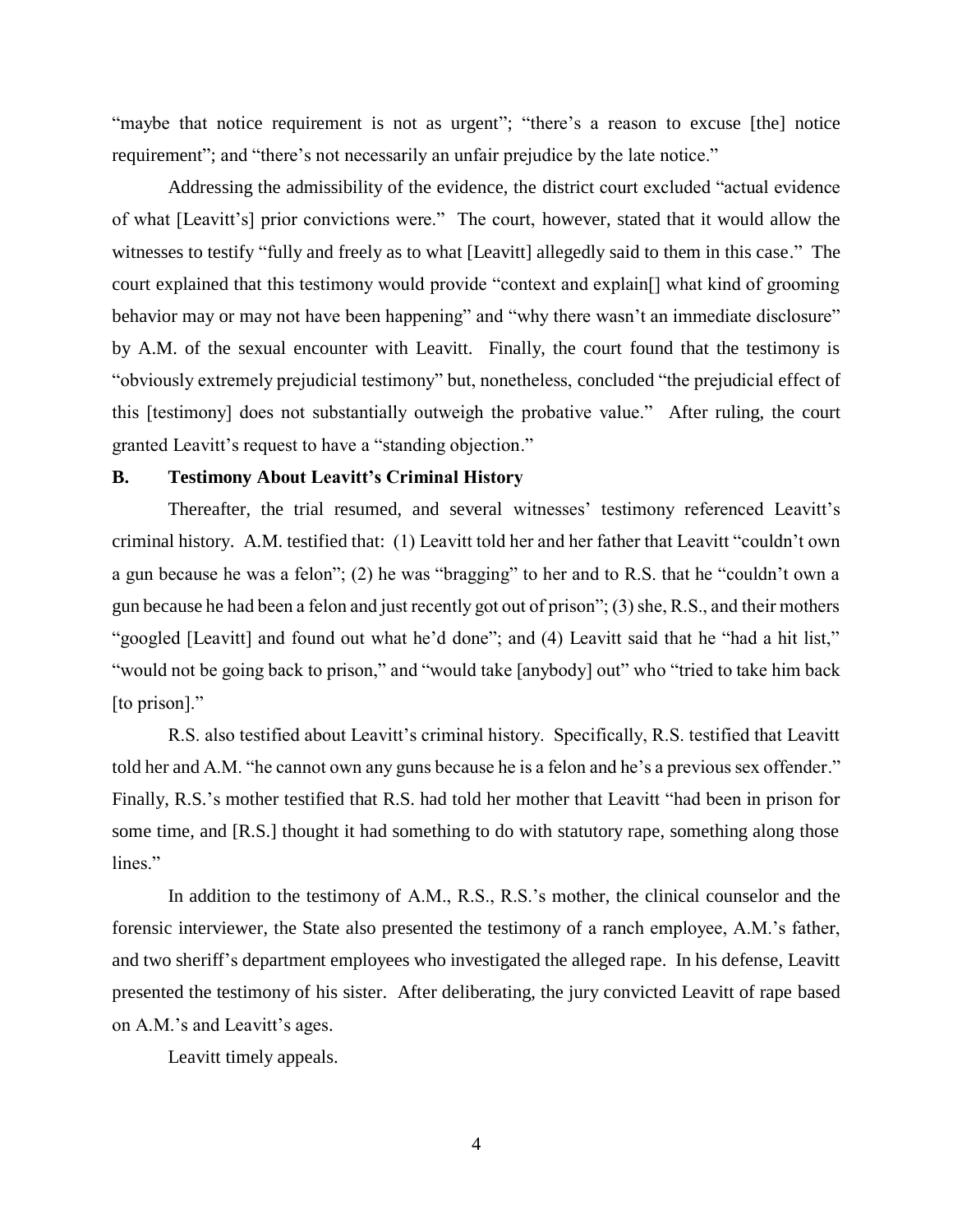"maybe that notice requirement is not as urgent"; "there's a reason to excuse [the] notice requirement"; and "there's not necessarily an unfair prejudice by the late notice."

Addressing the admissibility of the evidence, the district court excluded "actual evidence of what [Leavitt's] prior convictions were." The court, however, stated that it would allow the witnesses to testify "fully and freely as to what [Leavitt] allegedly said to them in this case." The court explained that this testimony would provide "context and explain[] what kind of grooming behavior may or may not have been happening" and "why there wasn't an immediate disclosure" by A.M. of the sexual encounter with Leavitt. Finally, the court found that the testimony is "obviously extremely prejudicial testimony" but, nonetheless, concluded "the prejudicial effect of this [testimony] does not substantially outweigh the probative value." After ruling, the court granted Leavitt's request to have a "standing objection."

### B. Testimony About Leavitt's Criminal History

Thereafter, the trial resumed, and several witnesses' testimony referenced Leavitt's criminal history. A.M. testified that: (1) Leavitt told her and her father that Leavitt "couldn't own a gun because he was a felon"; (2) he was "bragging" to her and to R.S. that he "couldn't own a gun because he had been a felon and just recently got out of prison"; (3) she, R.S., and their mothers "googled [Leavitt] and found out what he'd done"; and (4) Leavitt said that he "had a hit list," "would not be going back to prison," and "would take [anybody] out" who "tried to take him back [to prison]."

R.S. also testified about Leavitt's criminal history. Specifically, R.S. testified that Leavitt told her and A.M. "he cannot own any guns because he is a felon and he's a previous sex offender." Finally, R.S.'s mother testified that R.S. had told her mother that Leavitt "had been in prison for some time, and [R.S.] thought it had something to do with statutory rape, something along those lines."

In addition to the testimony of A.M., R.S., R.S.'s mother, the clinical counselor and the forensic interviewer, the State also presented the testimony of a ranch employee, A.M.'s father, and two sheriff's department employees who investigated the alleged rape. In his defense, Leavitt presented the testimony of his sister. After deliberating, the jury convicted Leavitt of rape based on A.M.'s and Leavitt's ages.

Leavitt timely appeals.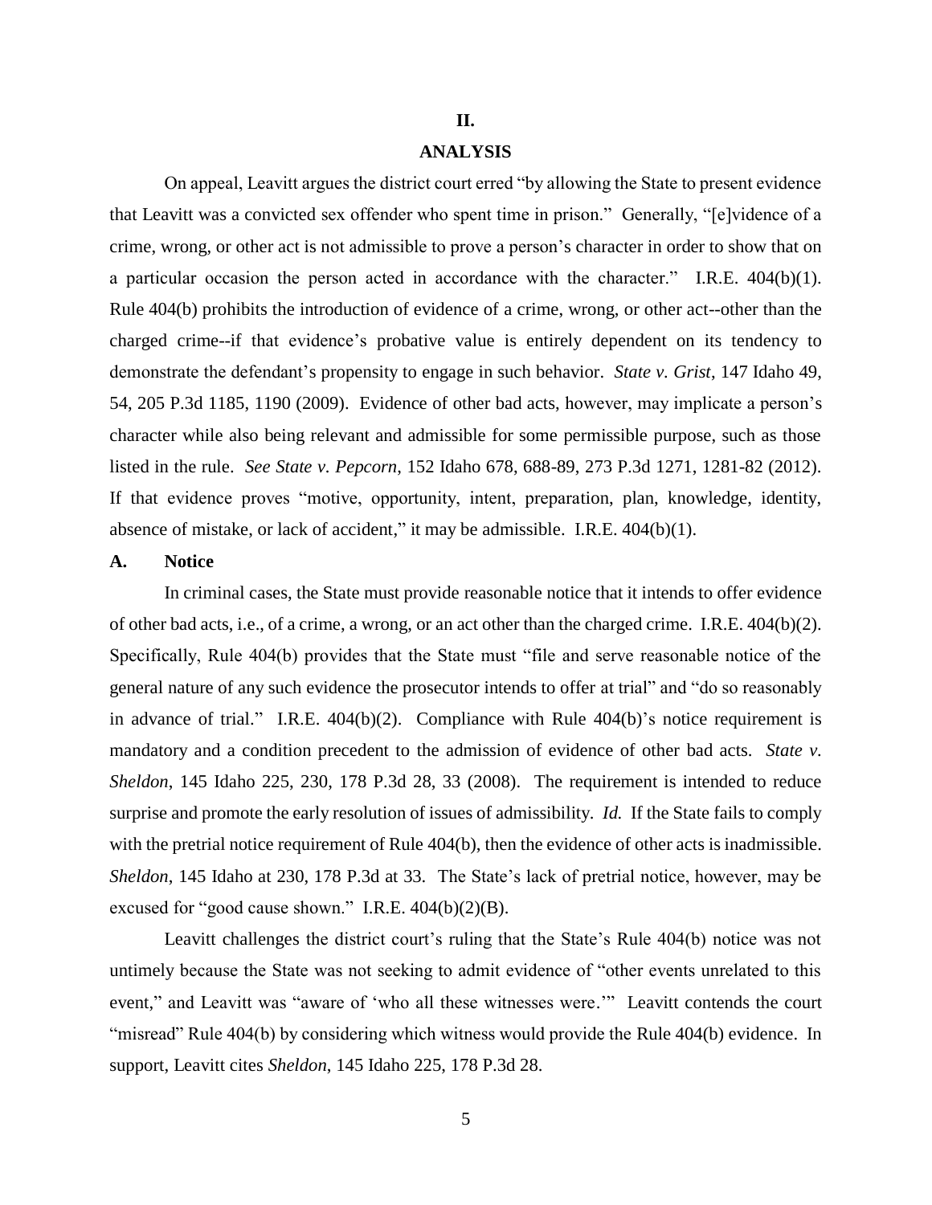## II.

## ANALYSIS

On appeal, Leavitt argues the district court erred "by allowing the State to present evidence that Leavitt was a convicted sex offender who spent time in prison." Generally, "[e]vidence of a crime, wrong, or other act is not admissible to prove a person's character in order to show that on a particular occasion the person acted in accordance with the character." I.R.E. 404(b)(1). Rule 404(b) prohibits the introduction of evidence of a crime, wrong, or other act--other than the charged crime--if that evidence's probative value is entirely dependent on its tendency to demonstrate the defendant's propensity to engage in such behavior. *State v. Grist*, 147 Idaho 49, 54, 205 P.3d 1185, 1190 (2009). Evidence of other bad acts, however, may implicate a person's character while also being relevant and admissible for some permissible purpose, such as those listed in the rule. *See State v. Pepcorn*, 152 Idaho 678, 688-89, 273 P.3d 1271, 1281-82 (2012). If that evidence proves "motive, opportunity, intent, preparation, plan, knowledge, identity, absence of mistake, or lack of accident," it may be admissible. I.R.E. 404(b)(1).

### A. Notice

In criminal cases, the State must provide reasonable notice that it intends to offer evidence of other bad acts, i.e., of a crime, a wrong, or an act other than the charged crime. I.R.E. 404(b)(2). Specifically, Rule 404(b) provides that the State must "file and serve reasonable notice of the general nature of any such evidence the prosecutor intends to offer at trial" and "do so reasonably in advance of trial." I.R.E. 404(b)(2). Compliance with Rule 404(b)'s notice requirement is mandatory and a condition precedent to the admission of evidence of other bad acts. *State v. Sheldon*, 145 Idaho 225, 230, 178 P.3d 28, 33 (2008). The requirement is intended to reduce surprise and promote the early resolution of issues of admissibility. *Id.* If the State fails to comply with the pretrial notice requirement of Rule 404(b), then the evidence of other acts is inadmissible. *Sheldon*, 145 Idaho at 230, 178 P.3d at 33. The State's lack of pretrial notice, however, may be excused for "good cause shown." I.R.E. 404(b)(2)(B).

Leavitt challenges the district court's ruling that the State's Rule 404(b) notice was not untimely because the State was not seeking to admit evidence of "other events unrelated to this event," and Leavitt was "aware of 'who all these witnesses were.'" Leavitt contends the court "misread" Rule 404(b) by considering which witness would provide the Rule 404(b) evidence. In support, Leavitt cites *Sheldon*, 145 Idaho 225, 178 P.3d 28.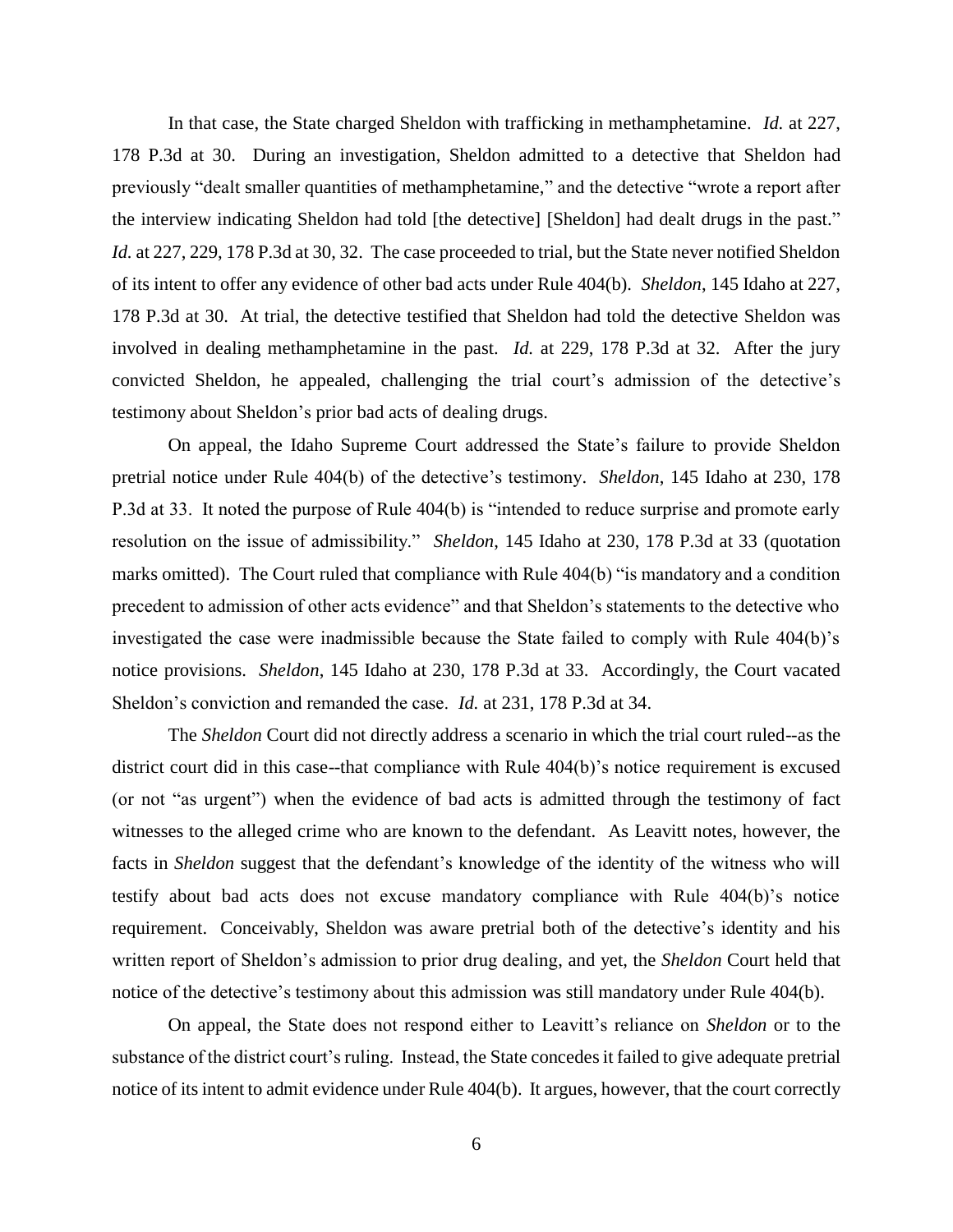In that case, the State charged Sheldon with trafficking in methamphetamine. *Id.* at 227, 178 P.3d at 30. During an investigation, Sheldon admitted to a detective that Sheldon had previously "dealt smaller quantities of methamphetamine," and the detective "wrote a report after the interview indicating Sheldon had told [the detective] [Sheldon] had dealt drugs in the past." *Id.* at 227, 229, 178 P.3d at 30, 32. The case proceeded to trial, but the State never notified Sheldon of its intent to offer any evidence of other bad acts under Rule 404(b). *Sheldon*, 145 Idaho at 227, 178 P.3d at 30. At trial, the detective testified that Sheldon had told the detective Sheldon was involved in dealing methamphetamine in the past. *Id.* at 229, 178 P.3d at 32. After the jury convicted Sheldon, he appealed, challenging the trial court's admission of the detective's testimony about Sheldon's prior bad acts of dealing drugs.

On appeal, the Idaho Supreme Court addressed the State's failure to provide Sheldon pretrial notice under Rule 404(b) of the detective's testimony. *Sheldon*, 145 Idaho at 230, 178 P.3d at 33. It noted the purpose of Rule 404(b) is "intended to reduce surprise and promote early resolution on the issue of admissibility." *Sheldon*, 145 Idaho at 230, 178 P.3d at 33 (quotation marks omitted). The Court ruled that compliance with Rule 404(b) "is mandatory and a condition precedent to admission of other acts evidence" and that Sheldon's statements to the detective who investigated the case were inadmissible because the State failed to comply with Rule 404(b)'s notice provisions. *Sheldon*, 145 Idaho at 230, 178 P.3d at 33. Accordingly, the Court vacated Sheldon's conviction and remanded the case. *Id.* at 231, 178 P.3d at 34.

The *Sheldon* Court did not directly address a scenario in which the trial court ruled--as the district court did in this case--that compliance with Rule 404(b)'s notice requirement is excused (or not "as urgent") when the evidence of bad acts is admitted through the testimony of fact witnesses to the alleged crime who are known to the defendant. As Leavitt notes, however, the facts in *Sheldon* suggest that the defendant's knowledge of the identity of the witness who will testify about bad acts does not excuse mandatory compliance with Rule 404(b)'s notice requirement. Conceivably, Sheldon was aware pretrial both of the detective's identity and his written report of Sheldon's admission to prior drug dealing, and yet, the *Sheldon* Court held that notice of the detective's testimony about this admission was still mandatory under Rule 404(b).

On appeal, the State does not respond either to Leavitt's reliance on *Sheldon* or to the substance of the district court's ruling. Instead, the State concedes it failed to give adequate pretrial notice of its intent to admit evidence under Rule 404(b). It argues, however, that the court correctly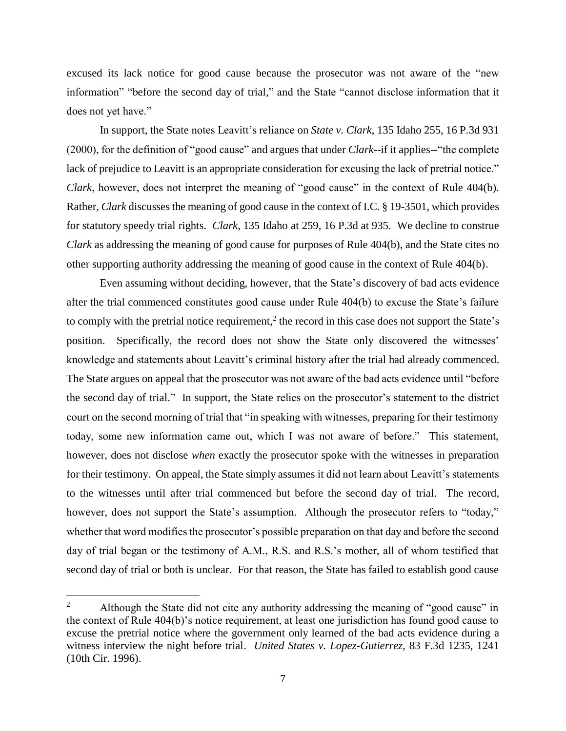excused its lack notice for good cause because the prosecutor was not aware of the "new information" "before the second day of trial," and the State "cannot disclose information that it does not yet have."

In support, the State notes Leavitt's reliance on *State v. Clark*, 135 Idaho 255, 16 P.3d 931 (2000), for the definition of "good cause" and argues that under *Clark*--if it applies--"the complete lack of prejudice to Leavitt is an appropriate consideration for excusing the lack of pretrial notice." *Clark*, however, does not interpret the meaning of "good cause" in the context of Rule 404(b). Rather, *Clark* discusses the meaning of good cause in the context of I.C. § 19-3501, which provides for statutory speedy trial rights. *Clark*, 135 Idaho at 259, 16 P.3d at 935. We decline to construe *Clark* as addressing the meaning of good cause for purposes of Rule 404(b), and the State cites no other supporting authority addressing the meaning of good cause in the context of Rule 404(b).

Even assuming without deciding, however, that the State's discovery of bad acts evidence after the trial commenced constitutes good cause under Rule 404(b) to excuse the State's failure to comply with the pretrial notice requirement,[2] the record in this case does not support the State's position. Specifically, the record does not show the State only discovered the witnesses' knowledge and statements about Leavitt's criminal history after the trial had already commenced. The State argues on appeal that the prosecutor was not aware of the bad acts evidence until "before the second day of trial." In support, the State relies on the prosecutor's statement to the district court on the second morning of trial that "in speaking with witnesses, preparing for their testimony today, some new information came out, which I was not aware of before." This statement, however, does not disclose *when* exactly the prosecutor spoke with the witnesses in preparation for their testimony. On appeal, the State simply assumes it did not learn about Leavitt's statements to the witnesses until after trial commenced but before the second day of trial. The record, however, does not support the State's assumption. Although the prosecutor refers to "today," whether that word modifies the prosecutor's possible preparation on that day and before the second day of trial began or the testimony of A.M., R.S. and R.S.'s mother, all of whom testified that second day of trial or both is unclear. For that reason, the State has failed to establish good cause

---

[2] Although the State did not cite any authority addressing the meaning of "good cause" in the context of Rule 404(b)'s notice requirement, at least one jurisdiction has found good cause to excuse the pretrial notice where the government only learned of the bad acts evidence during a witness interview the night before trial. *United States v. Lopez-Gutierrez*, 83 F.3d 1235, 1241 (10th Cir. 1996).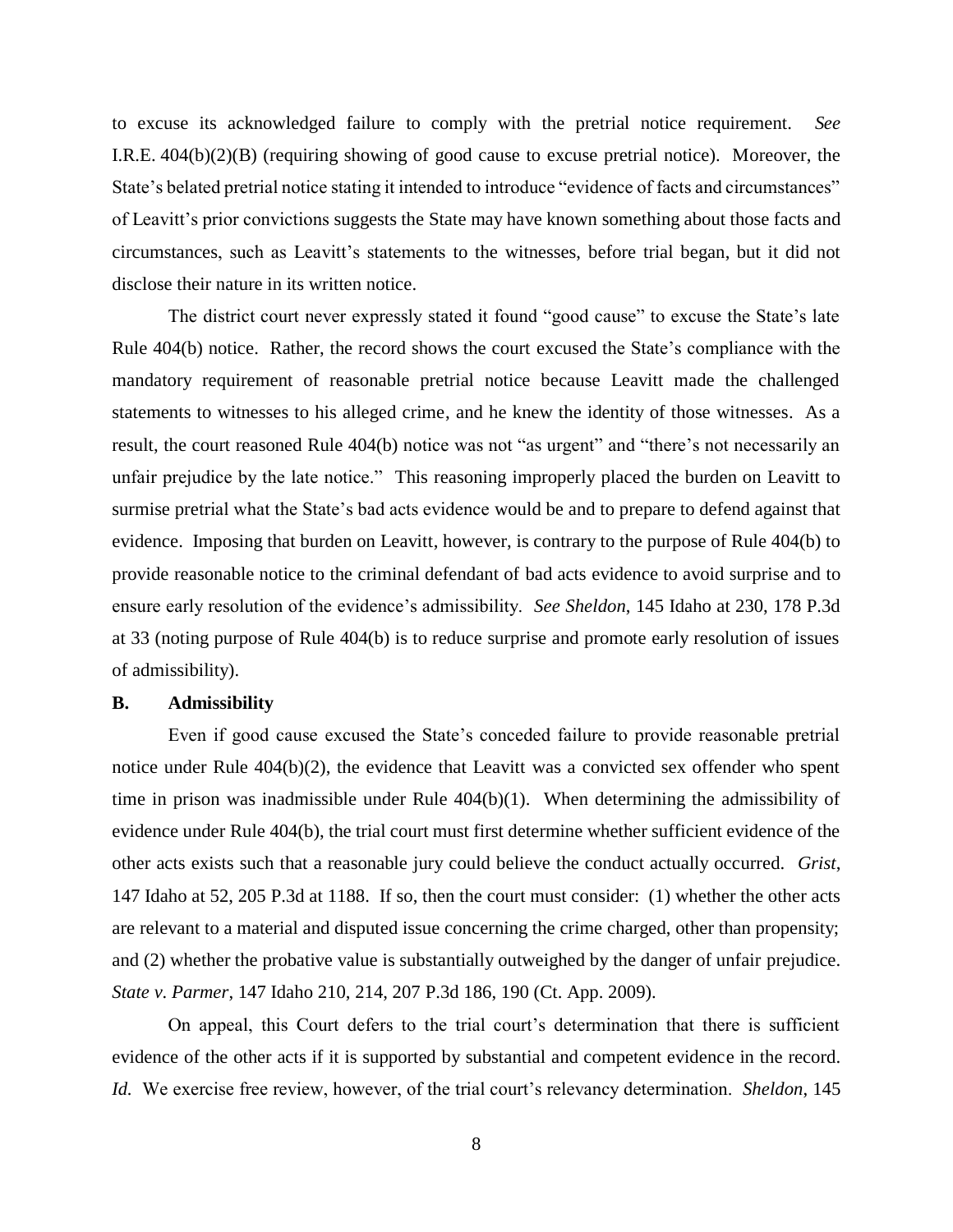to excuse its acknowledged failure to comply with the pretrial notice requirement. *See* I.R.E. 404(b)(2)(B) (requiring showing of good cause to excuse pretrial notice). Moreover, the State's belated pretrial notice stating it intended to introduce "evidence of facts and circumstances" of Leavitt's prior convictions suggests the State may have known something about those facts and circumstances, such as Leavitt's statements to the witnesses, before trial began, but it did not disclose their nature in its written notice.

The district court never expressly stated it found "good cause" to excuse the State's late Rule 404(b) notice. Rather, the record shows the court excused the State's compliance with the mandatory requirement of reasonable pretrial notice because Leavitt made the challenged statements to witnesses to his alleged crime, and he knew the identity of those witnesses. As a result, the court reasoned Rule 404(b) notice was not "as urgent" and "there's not necessarily an unfair prejudice by the late notice." This reasoning improperly placed the burden on Leavitt to surmise pretrial what the State's bad acts evidence would be and to prepare to defend against that evidence. Imposing that burden on Leavitt, however, is contrary to the purpose of Rule 404(b) to provide reasonable notice to the criminal defendant of bad acts evidence to avoid surprise and to ensure early resolution of the evidence's admissibility. *See Sheldon*, 145 Idaho at 230, 178 P.3d at 33 (noting purpose of Rule 404(b) is to reduce surprise and promote early resolution of issues of admissibility).

**B. Admissibility**

Even if good cause excused the State's conceded failure to provide reasonable pretrial notice under Rule 404(b)(2), the evidence that Leavitt was a convicted sex offender who spent time in prison was inadmissible under Rule 404(b)(1). When determining the admissibility of evidence under Rule 404(b), the trial court must first determine whether sufficient evidence of the other acts exists such that a reasonable jury could believe the conduct actually occurred. *Grist*, 147 Idaho at 52, 205 P.3d at 1188. If so, then the court must consider: (1) whether the other acts are relevant to a material and disputed issue concerning the crime charged, other than propensity; and (2) whether the probative value is substantially outweighed by the danger of unfair prejudice. *State v. Parmer*, 147 Idaho 210, 214, 207 P.3d 186, 190 (Ct. App. 2009).

On appeal, this Court defers to the trial court's determination that there is sufficient evidence of the other acts if it is supported by substantial and competent evidence in the record. *Id.* We exercise free review, however, of the trial court's relevancy determination. *Sheldon*, 145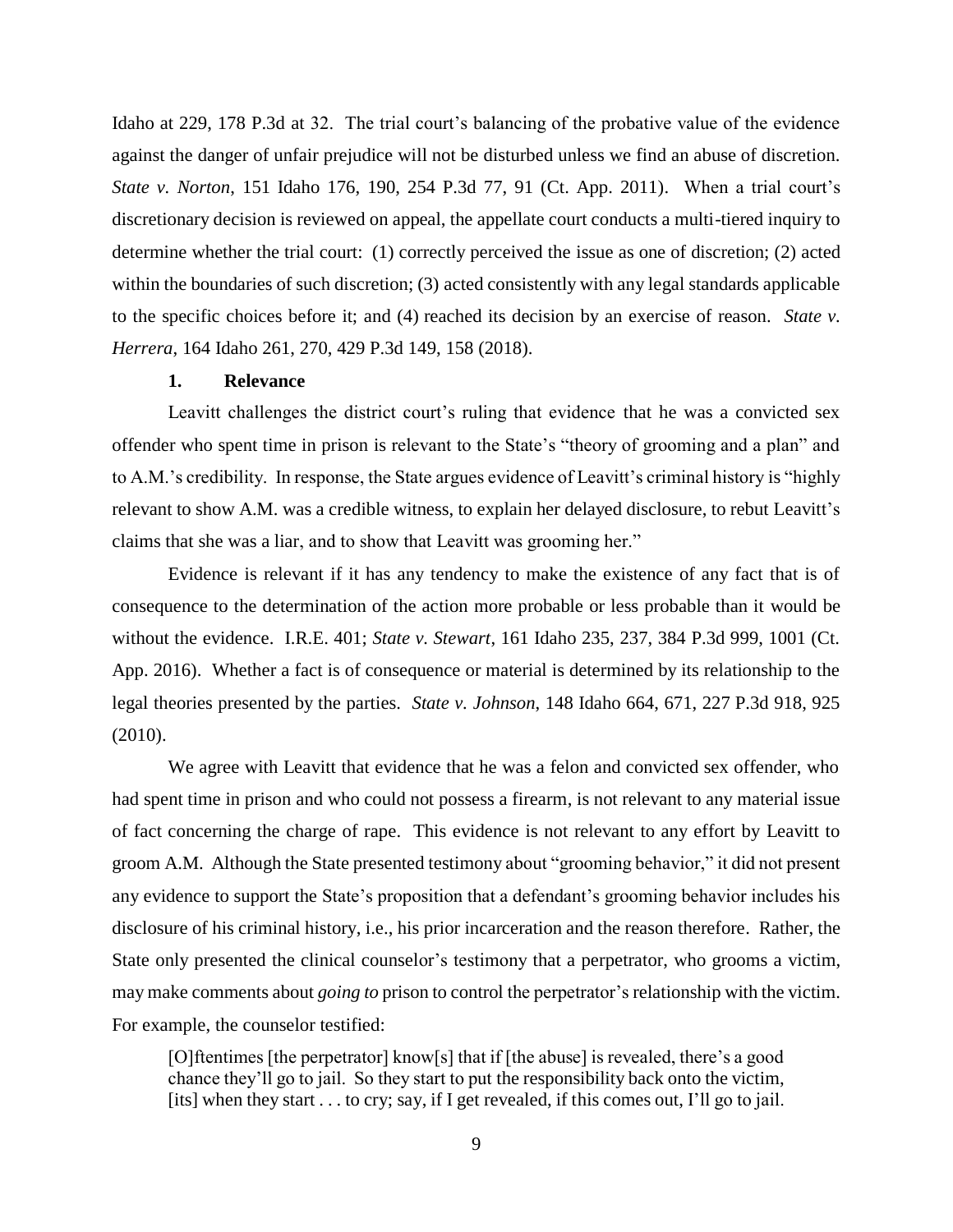Idaho at 229, 178 P.3d at 32. The trial court's balancing of the probative value of the evidence against the danger of unfair prejudice will not be disturbed unless we find an abuse of discretion. *State v. Norton*, 151 Idaho 176, 190, 254 P.3d 77, 91 (Ct. App. 2011). When a trial court's discretionary decision is reviewed on appeal, the appellate court conducts a multi-tiered inquiry to determine whether the trial court: (1) correctly perceived the issue as one of discretion; (2) acted within the boundaries of such discretion; (3) acted consistently with any legal standards applicable to the specific choices before it; and (4) reached its decision by an exercise of reason. *State v. Herrera*, 164 Idaho 261, 270, 429 P.3d 149, 158 (2018).

### 1. Relevance

Leavitt challenges the district court's ruling that evidence that he was a convicted sex offender who spent time in prison is relevant to the State's "theory of grooming and a plan" and to A.M.'s credibility. In response, the State argues evidence of Leavitt's criminal history is "highly relevant to show A.M. was a credible witness, to explain her delayed disclosure, to rebut Leavitt's claims that she was a liar, and to show that Leavitt was grooming her."

Evidence is relevant if it has any tendency to make the existence of any fact that is of consequence to the determination of the action more probable or less probable than it would be without the evidence. I.R.E. 401; *State v. Stewart*, 161 Idaho 235, 237, 384 P.3d 999, 1001 (Ct. App. 2016). Whether a fact is of consequence or material is determined by its relationship to the legal theories presented by the parties. *State v. Johnson*, 148 Idaho 664, 671, 227 P.3d 918, 925 (2010).

We agree with Leavitt that evidence that he was a felon and convicted sex offender, who had spent time in prison and who could not possess a firearm, is not relevant to any material issue of fact concerning the charge of rape. This evidence is not relevant to any effort by Leavitt to groom A.M. Although the State presented testimony about "grooming behavior," it did not present any evidence to support the State's proposition that a defendant's grooming behavior includes his disclosure of his criminal history, i.e., his prior incarceration and the reason therefore. Rather, the State only presented the clinical counselor's testimony that a perpetrator, who grooms a victim, may make comments about *going to* prison to control the perpetrator's relationship with the victim. For example, the counselor testified:

> [O]ftentimes [the perpetrator] know[s] that if [the abuse] is revealed, there's a good chance they'll go to jail. So they start to put the responsibility back onto the victim, [its] when they start . . . to cry; say, if I get revealed, if this comes out, I'll go to jail.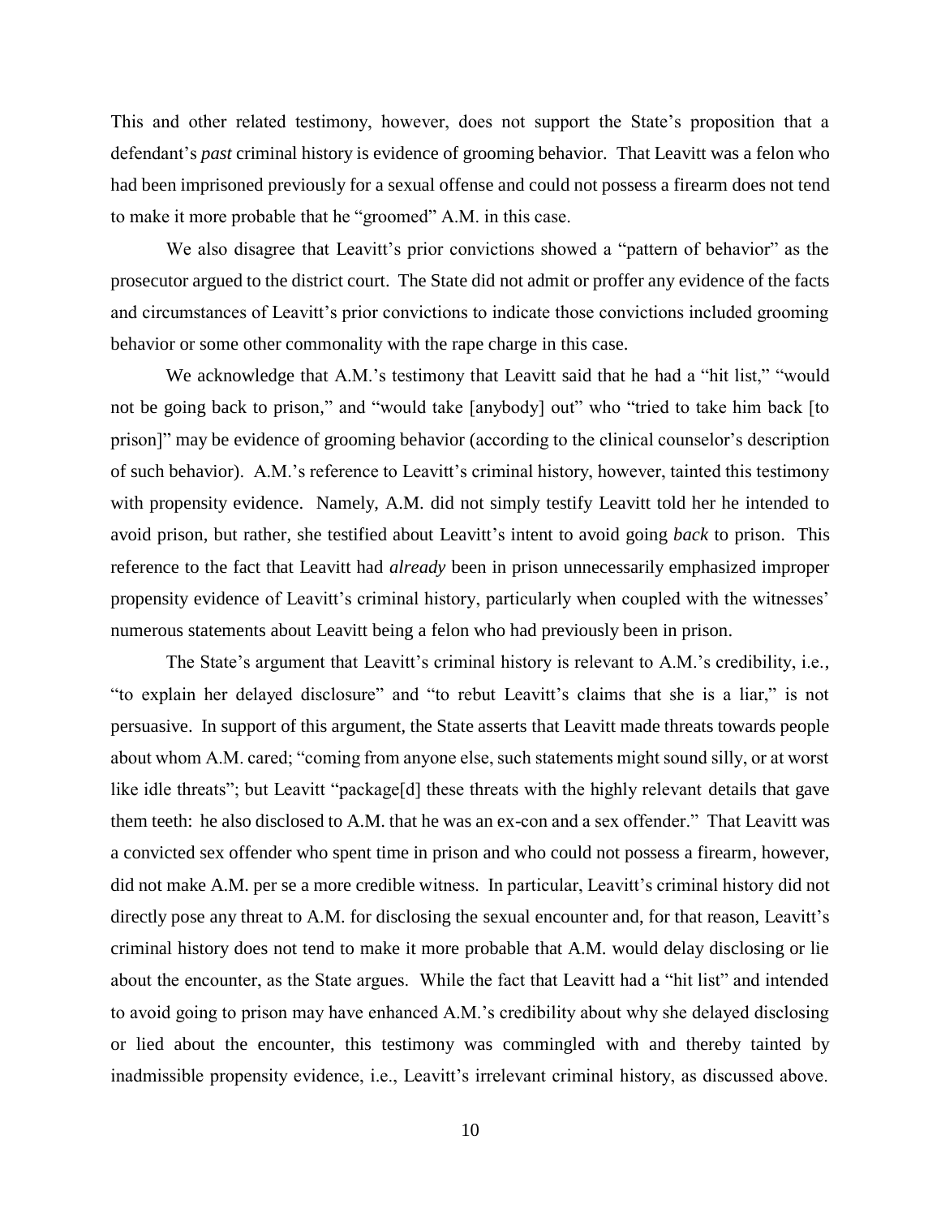This and other related testimony, however, does not support the State's proposition that a defendant's *past* criminal history is evidence of grooming behavior. That Leavitt was a felon who had been imprisoned previously for a sexual offense and could not possess a firearm does not tend to make it more probable that he "groomed" A.M. in this case.

We also disagree that Leavitt's prior convictions showed a "pattern of behavior" as the prosecutor argued to the district court. The State did not admit or proffer any evidence of the facts and circumstances of Leavitt's prior convictions to indicate those convictions included grooming behavior or some other commonality with the rape charge in this case.

We acknowledge that A.M.'s testimony that Leavitt said that he had a "hit list," "would not be going back to prison," and "would take [anybody] out" who "tried to take him back [to prison]" may be evidence of grooming behavior (according to the clinical counselor's description of such behavior). A.M.'s reference to Leavitt's criminal history, however, tainted this testimony with propensity evidence. Namely, A.M. did not simply testify Leavitt told her he intended to avoid prison, but rather, she testified about Leavitt's intent to avoid going *back* to prison. This reference to the fact that Leavitt had *already* been in prison unnecessarily emphasized improper propensity evidence of Leavitt's criminal history, particularly when coupled with the witnesses' numerous statements about Leavitt being a felon who had previously been in prison.

The State's argument that Leavitt's criminal history is relevant to A.M.'s credibility, i.e., "to explain her delayed disclosure" and "to rebut Leavitt's claims that she is a liar," is not persuasive. In support of this argument, the State asserts that Leavitt made threats towards people about whom A.M. cared; "coming from anyone else, such statements might sound silly, or at worst like idle threats"; but Leavitt "package[d] these threats with the highly relevant details that gave them teeth: he also disclosed to A.M. that he was an ex-con and a sex offender." That Leavitt was a convicted sex offender who spent time in prison and who could not possess a firearm, however, did not make A.M. per se a more credible witness. In particular, Leavitt's criminal history did not directly pose any threat to A.M. for disclosing the sexual encounter and, for that reason, Leavitt's criminal history does not tend to make it more probable that A.M. would delay disclosing or lie about the encounter, as the State argues. While the fact that Leavitt had a "hit list" and intended to avoid going to prison may have enhanced A.M.'s credibility about why she delayed disclosing or lied about the encounter, this testimony was commingled with and thereby tainted by inadmissible propensity evidence, i.e., Leavitt's irrelevant criminal history, as discussed above.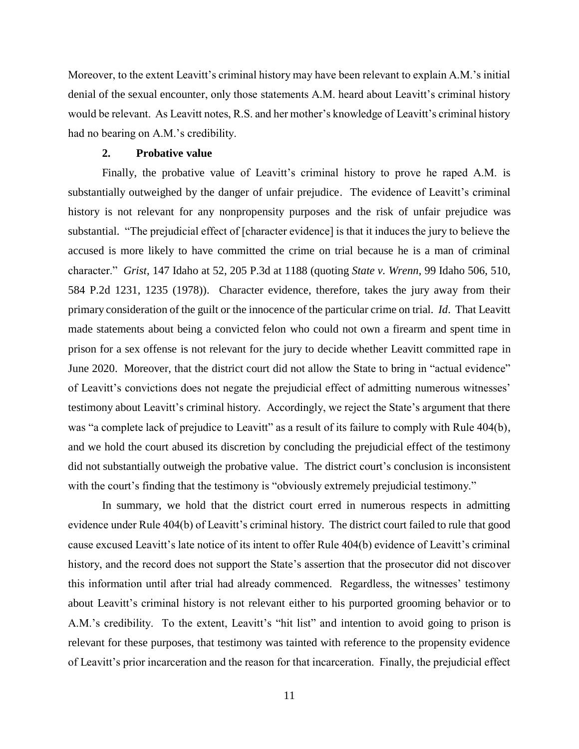Moreover, to the extent Leavitt's criminal history may have been relevant to explain A.M.'s initial denial of the sexual encounter, only those statements A.M. heard about Leavitt's criminal history would be relevant. As Leavitt notes, R.S. and her mother's knowledge of Leavitt's criminal history had no bearing on A.M.'s credibility.

### 2. Probative value

Finally, the probative value of Leavitt's criminal history to prove he raped A.M. is substantially outweighed by the danger of unfair prejudice. The evidence of Leavitt's criminal history is not relevant for any nonpropensity purposes and the risk of unfair prejudice was substantial. "The prejudicial effect of [character evidence] is that it induces the jury to believe the accused is more likely to have committed the crime on trial because he is a man of criminal character." *Grist*, 147 Idaho at 52, 205 P.3d at 1188 (quoting *State v. Wrenn*, 99 Idaho 506, 510, 584 P.2d 1231, 1235 (1978)). Character evidence, therefore, takes the jury away from their primary consideration of the guilt or the innocence of the particular crime on trial. *Id*. That Leavitt made statements about being a convicted felon who could not own a firearm and spent time in prison for a sex offense is not relevant for the jury to decide whether Leavitt committed rape in June 2020. Moreover, that the district court did not allow the State to bring in "actual evidence" of Leavitt's convictions does not negate the prejudicial effect of admitting numerous witnesses' testimony about Leavitt's criminal history. Accordingly, we reject the State's argument that there was "a complete lack of prejudice to Leavitt" as a result of its failure to comply with Rule 404(b), and we hold the court abused its discretion by concluding the prejudicial effect of the testimony did not substantially outweigh the probative value. The district court's conclusion is inconsistent with the court's finding that the testimony is "obviously extremely prejudicial testimony."

In summary, we hold that the district court erred in numerous respects in admitting evidence under Rule 404(b) of Leavitt's criminal history. The district court failed to rule that good cause excused Leavitt's late notice of its intent to offer Rule 404(b) evidence of Leavitt's criminal history, and the record does not support the State's assertion that the prosecutor did not discover this information until after trial had already commenced. Regardless, the witnesses' testimony about Leavitt's criminal history is not relevant either to his purported grooming behavior or to A.M.'s credibility. To the extent, Leavitt's "hit list" and intention to avoid going to prison is relevant for these purposes, that testimony was tainted with reference to the propensity evidence of Leavitt's prior incarceration and the reason for that incarceration. Finally, the prejudicial effect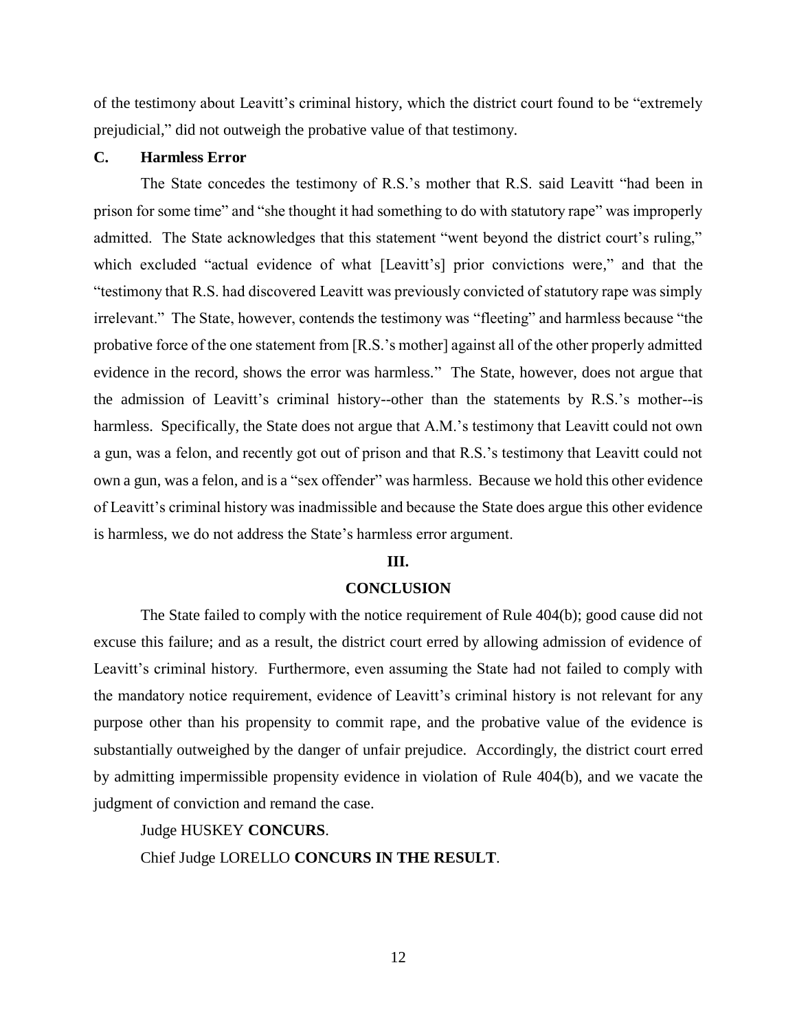of the testimony about Leavitt's criminal history, which the district court found to be "extremely prejudicial," did not outweigh the probative value of that testimony.

### C. Harmless Error

The State concedes the testimony of R.S.'s mother that R.S. said Leavitt "had been in prison for some time" and "she thought it had something to do with statutory rape" was improperly admitted. The State acknowledges that this statement "went beyond the district court's ruling," which excluded "actual evidence of what [Leavitt's] prior convictions were," and that the "testimony that R.S. had discovered Leavitt was previously convicted of statutory rape was simply irrelevant." The State, however, contends the testimony was "fleeting" and harmless because "the probative force of the one statement from [R.S.'s mother] against all of the other properly admitted evidence in the record, shows the error was harmless." The State, however, does not argue that the admission of Leavitt's criminal history--other than the statements by R.S.'s mother--is harmless. Specifically, the State does not argue that A.M.'s testimony that Leavitt could not own a gun, was a felon, and recently got out of prison and that R.S.'s testimony that Leavitt could not own a gun, was a felon, and is a "sex offender" was harmless. Because we hold this other evidence of Leavitt's criminal history was inadmissible and because the State does argue this other evidence is harmless, we do not address the State's harmless error argument.

## III.

## CONCLUSION

The State failed to comply with the notice requirement of Rule 404(b); good cause did not excuse this failure; and as a result, the district court erred by allowing admission of evidence of Leavitt's criminal history. Furthermore, even assuming the State had not failed to comply with the mandatory notice requirement, evidence of Leavitt's criminal history is not relevant for any purpose other than his propensity to commit rape, and the probative value of the evidence is substantially outweighed by the danger of unfair prejudice. Accordingly, the district court erred by admitting impermissible propensity evidence in violation of Rule 404(b), and we vacate the judgment of conviction and remand the case.

Judge HUSKEY **CONCURS**.

Chief Judge LORELLO **CONCURS IN THE RESULT**.